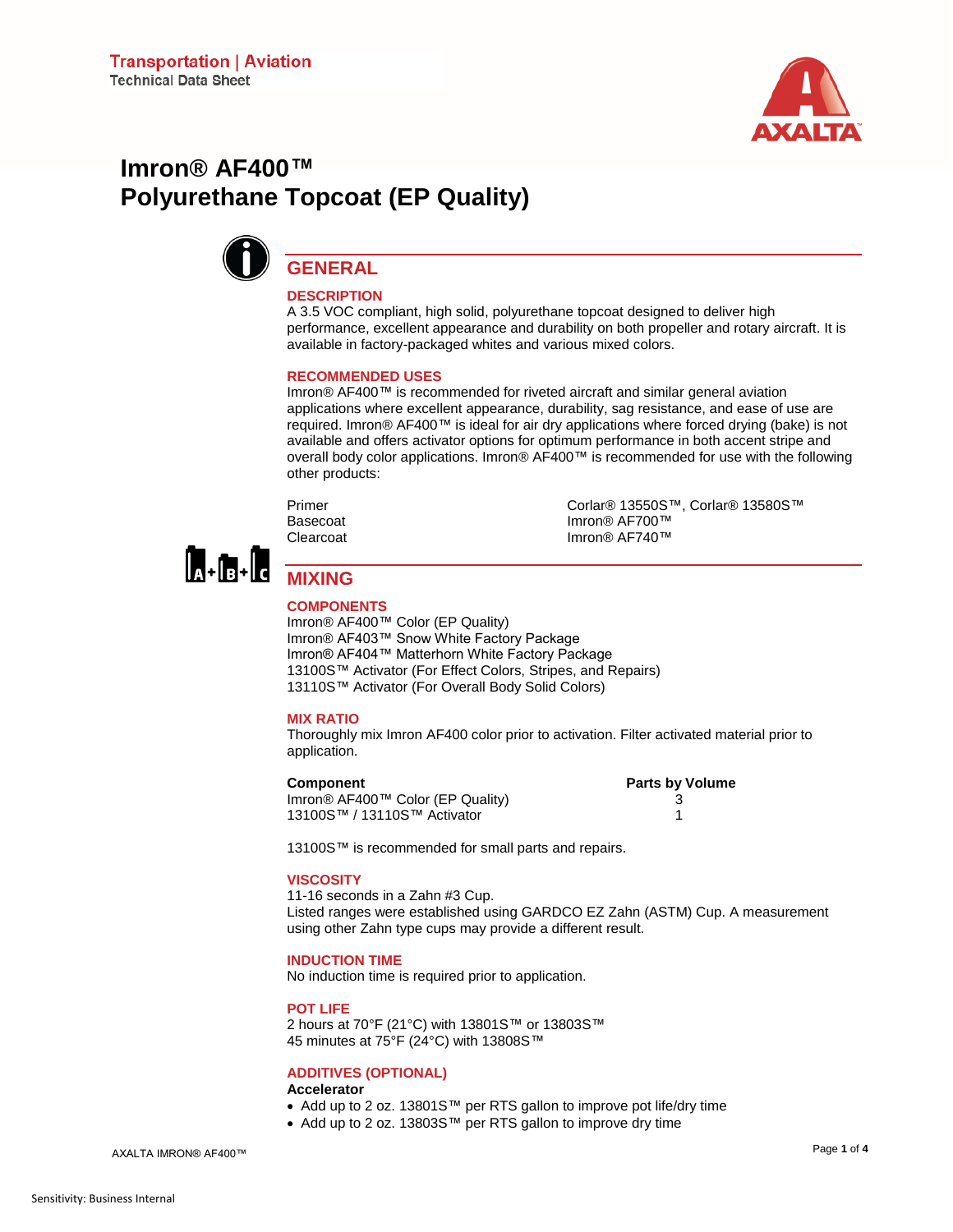Transportation | Aviation
Technical Data Sheet

# Imron® AF400™
# Polyurethane Topcoat (EP Quality)

## GENERAL

### DESCRIPTION

A 3.5 VOC compliant, high solid, polyurethane topcoat designed to deliver high performance, excellent appearance and durability on both propeller and rotary aircraft. It is available in factory-packaged whites and various mixed colors.

### RECOMMENDED USES

Imron® AF400™ is recommended for riveted aircraft and similar general aviation applications where excellent appearance, durability, sag resistance, and ease of use are required. Imron® AF400™ is ideal for air dry applications where forced drying (bake) is not available and offers activator options for optimum performance in both accent stripe and overall body color applications. Imron® AF400™ is recommended for use with the following other products:

| | |
|---|---|
| Primer | Corlar® 13550S™, Corlar® 13580S™ |
| Basecoat | Imron® AF700™ |
| Clearcoat | Imron® AF740™ |

## MIXING

### COMPONENTS

Imron® AF400™ Color (EP Quality)
Imron® AF403™ Snow White Factory Package
Imron® AF404™ Matterhorn White Factory Package
13100S™ Activator (For Effect Colors, Stripes, and Repairs)
13110S™ Activator (For Overall Body Solid Colors)

### MIX RATIO

Thoroughly mix Imron AF400 color prior to activation. Filter activated material prior to application.

| Component | Parts by Volume |
|---|---|
| Imron® AF400™ Color (EP Quality) | 3 |
| 13100S™ / 13110S™ Activator | 1 |

13100S™ is recommended for small parts and repairs.

### VISCOSITY

11-16 seconds in a Zahn #3 Cup.
Listed ranges were established using GARDCO EZ Zahn (ASTM) Cup. A measurement using other Zahn type cups may provide a different result.

### INDUCTION TIME

No induction time is required prior to application.

### POT LIFE

2 hours at 70°F (21°C) with 13801S™ or 13803S™
45 minutes at 75°F (24°C) with 13808S™

### ADDITIVES (OPTIONAL)

**Accelerator**

- Add up to 2 oz. 13801S™ per RTS gallon to improve pot life/dry time
- Add up to 2 oz. 13803S™ per RTS gallon to improve dry time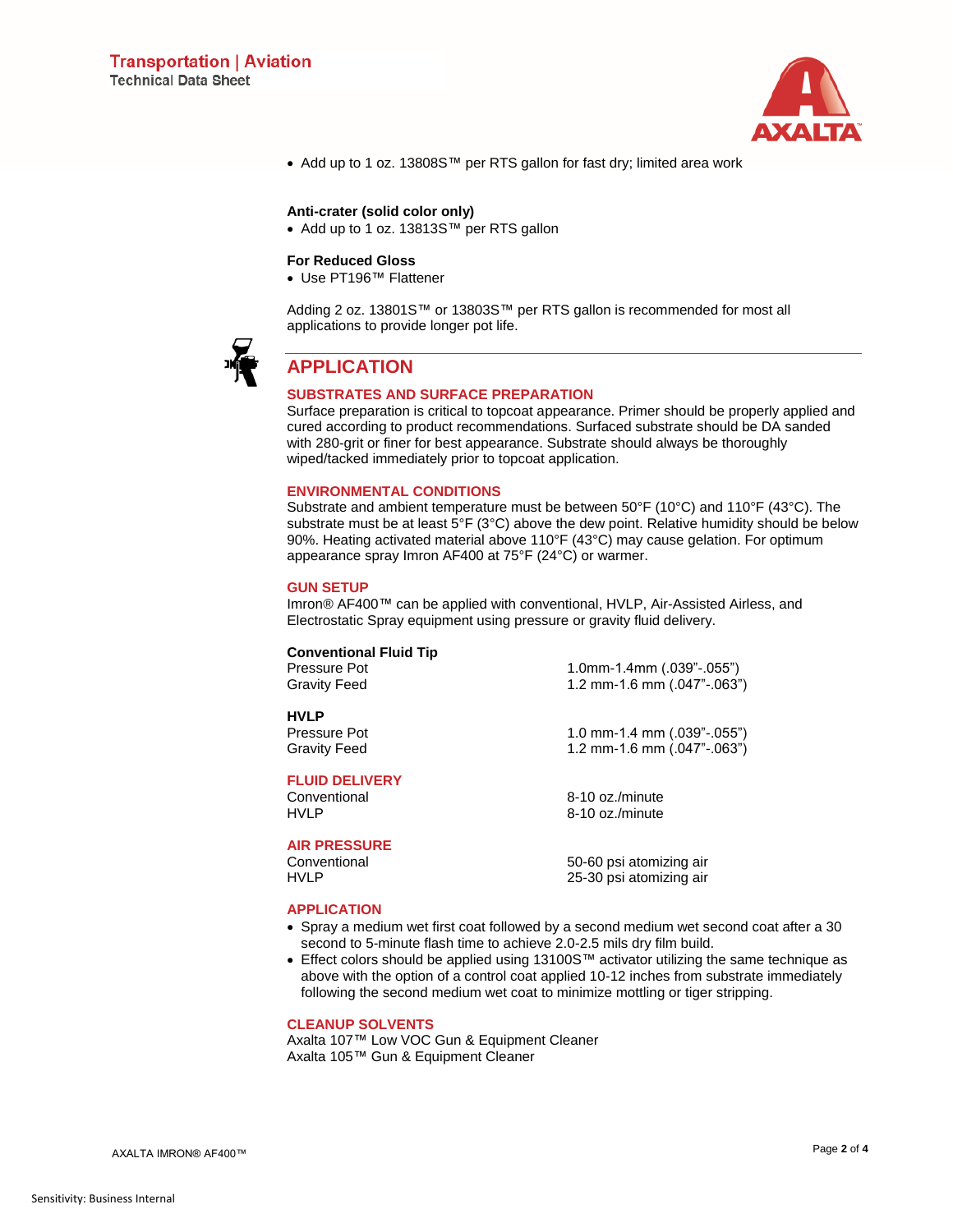- Add up to 1 oz. 13808S™ per RTS gallon for fast dry; limited area work

**Anti-crater (solid color only)**

- Add up to 1 oz. 13813S™ per RTS gallon

**For Reduced Gloss**

- Use PT196™ Flattener

Adding 2 oz. 13801S™ or 13803S™ per RTS gallon is recommended for most all applications to provide longer pot life.

## APPLICATION

### SUBSTRATES AND SURFACE PREPARATION

Surface preparation is critical to topcoat appearance. Primer should be properly applied and cured according to product recommendations. Surfaced substrate should be DA sanded with 280-grit or finer for best appearance. Substrate should always be thoroughly wiped/tacked immediately prior to topcoat application.

### ENVIRONMENTAL CONDITIONS

Substrate and ambient temperature must be between 50°F (10°C) and 110°F (43°C). The substrate must be at least 5°F (3°C) above the dew point. Relative humidity should be below 90%. Heating activated material above 110°F (43°C) may cause gelation. For optimum appearance spray Imron AF400 at 75°F (24°C) or warmer.

### GUN SETUP

Imron® AF400™ can be applied with conventional, HVLP, Air-Assisted Airless, and Electrostatic Spray equipment using pressure or gravity fluid delivery.

**Conventional Fluid Tip**

| | |
|---|---|
| Pressure Pot | 1.0mm-1.4mm (.039”-.055”) |
| Gravity Feed | 1.2 mm-1.6 mm (.047”-.063”) |

**HVLP**

| | |
|---|---|
| Pressure Pot | 1.0 mm-1.4 mm (.039”-.055”) |
| Gravity Feed | 1.2 mm-1.6 mm (.047”-.063”) |

### FLUID DELIVERY

| | |
|---|---|
| Conventional | 8-10 oz./minute |
| HVLP | 8-10 oz./minute |

### AIR PRESSURE

| | |
|---|---|
| Conventional | 50-60 psi atomizing air |
| HVLP | 25-30 psi atomizing air |

### APPLICATION

- Spray a medium wet first coat followed by a second medium wet second coat after a 30 second to 5-minute flash time to achieve 2.0-2.5 mils dry film build.
- Effect colors should be applied using 13100S™ activator utilizing the same technique as above with the option of a control coat applied 10-12 inches from substrate immediately following the second medium wet coat to minimize mottling or tiger stripping.

### CLEANUP SOLVENTS

Axalta 107™ Low VOC Gun & Equipment Cleaner
Axalta 105™ Gun & Equipment Cleaner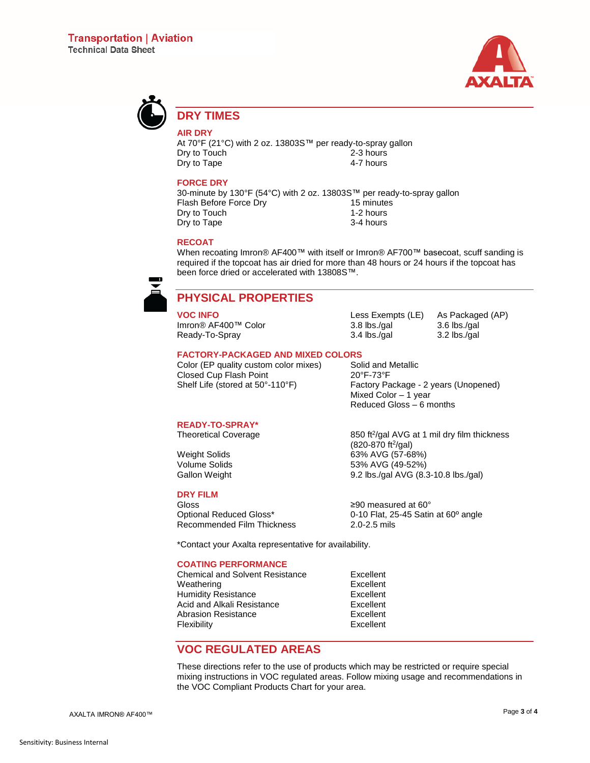## DRY TIMES

### AIR DRY

At 70°F (21°C) with 2 oz. 13803S™ per ready-to-spray gallon

| | |
|---|---|
| Dry to Touch | 2-3 hours |
| Dry to Tape | 4-7 hours |

### FORCE DRY

30-minute by 130°F (54°C) with 2 oz. 13803S™ per ready-to-spray gallon

| | |
|---|---|
| Flash Before Force Dry | 15 minutes |
| Dry to Touch | 1-2 hours |
| Dry to Tape | 3-4 hours |

### RECOAT

When recoating Imron® AF400™ with itself or Imron® AF700™ basecoat, scuff sanding is required if the topcoat has air dried for more than 48 hours or 24 hours if the topcoat has been force dried or accelerated with 13808S™.

## PHYSICAL PROPERTIES

| VOC INFO | Less Exempts (LE) | As Packaged (AP) |
|---|---|---|
| Imron® AF400™ Color | 3.8 lbs./gal | 3.6 lbs./gal |
| Ready-To-Spray | 3.4 lbs./gal | 3.2 lbs./gal |

### FACTORY-PACKAGED AND MIXED COLORS

| | |
|---|---|
| Color (EP quality custom color mixes) | Solid and Metallic |
| Closed Cup Flash Point | 20°F-73°F |
| Shelf Life (stored at 50°-110°F) | Factory Package - 2 years (Unopened)<br>Mixed Color – 1 year<br>Reduced Gloss – 6 months |

### READY-TO-SPRAY*

| | |
|---|---|
| Theoretical Coverage | 850 $ft^2$/gal AVG at 1 mil dry film thickness ($820$-$870$ $ft^2$/gal) |
| Weight Solids | 63% AVG (57-68%) |
| Volume Solids | 53% AVG (49-52%) |
| Gallon Weight | 9.2 lbs./gal AVG (8.3-10.8 lbs./gal) |

### DRY FILM

| | |
|---|---|
| Gloss | ≥90 measured at 60° |
| Optional Reduced Gloss* | 0-10 Flat, 25-45 Satin at 60º angle |
| Recommended Film Thickness | 2.0-2.5 mils |

*Contact your Axalta representative for availability.

### COATING PERFORMANCE

| | |
|---|---|
| Chemical and Solvent Resistance | Excellent |
| Weathering | Excellent |
| Humidity Resistance | Excellent |
| Acid and Alkali Resistance | Excellent |
| Abrasion Resistance | Excellent |
| Flexibility | Excellent |

## VOC REGULATED AREAS

These directions refer to the use of products which may be restricted or require special mixing instructions in VOC regulated areas. Follow mixing usage and recommendations in the VOC Compliant Products Chart for your area.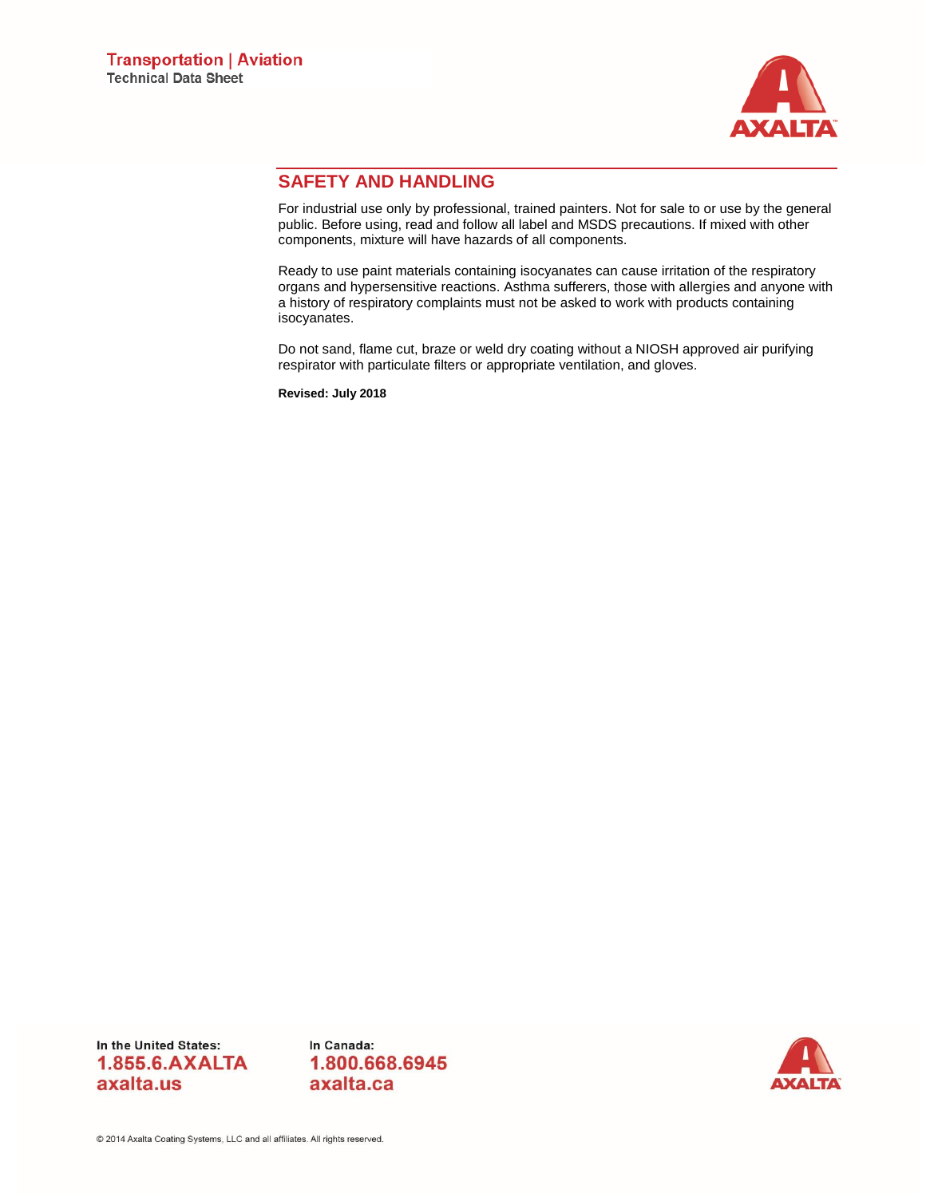## SAFETY AND HANDLING

For industrial use only by professional, trained painters. Not for sale to or use by the general public. Before using, read and follow all label and MSDS precautions. If mixed with other components, mixture will have hazards of all components.

Ready to use paint materials containing isocyanates can cause irritation of the respiratory organs and hypersensitive reactions. Asthma sufferers, those with allergies and anyone with a history of respiratory complaints must not be asked to work with products containing isocyanates.

Do not sand, flame cut, braze or weld dry coating without a NIOSH approved air purifying respirator with particulate filters or appropriate ventilation, and gloves.

**Revised: July 2018**

**In the United States:**
**1.855.6.AXALTA**
**axalta.us**

**In Canada:**
**1.800.668.6945**
**axalta.ca**

© 2014 Axalta Coating Systems, LLC and all affiliates. All rights reserved.